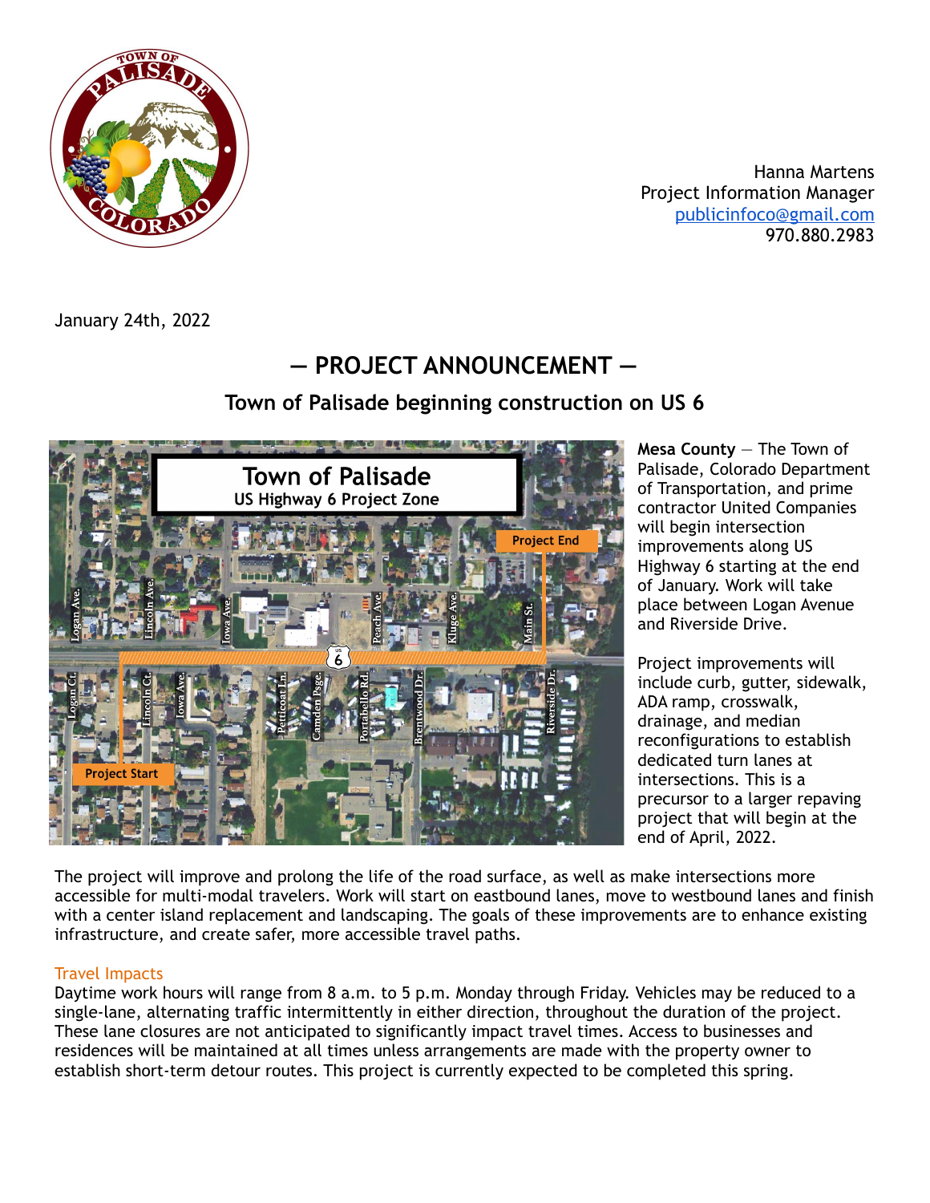Hanna Martens
Project Information Manager
publicinfoco@gmail.com
970.880.2983

January 24th, 2022

# — PROJECT ANNOUNCEMENT —

## Town of Palisade beginning construction on US 6

**Mesa County** — The Town of Palisade, Colorado Department of Transportation, and prime contractor United Companies will begin intersection improvements along US Highway 6 starting at the end of January. Work will take place between Logan Avenue and Riverside Drive.

Project improvements will include curb, gutter, sidewalk, ADA ramp, crosswalk, drainage, and median reconfigurations to establish dedicated turn lanes at intersections. This is a precursor to a larger repaving project that will begin at the end of April, 2022.

The project will improve and prolong the life of the road surface, as well as make intersections more accessible for multi-modal travelers. Work will start on eastbound lanes, move to westbound lanes and finish with a center island replacement and landscaping. The goals of these improvements are to enhance existing infrastructure, and create safer, more accessible travel paths.

### Travel Impacts

Daytime work hours will range from 8 a.m. to 5 p.m. Monday through Friday. Vehicles may be reduced to a single-lane, alternating traffic intermittently in either direction, throughout the duration of the project. These lane closures are not anticipated to significantly impact travel times. Access to businesses and residences will be maintained at all times unless arrangements are made with the property owner to establish short-term detour routes. This project is currently expected to be completed this spring.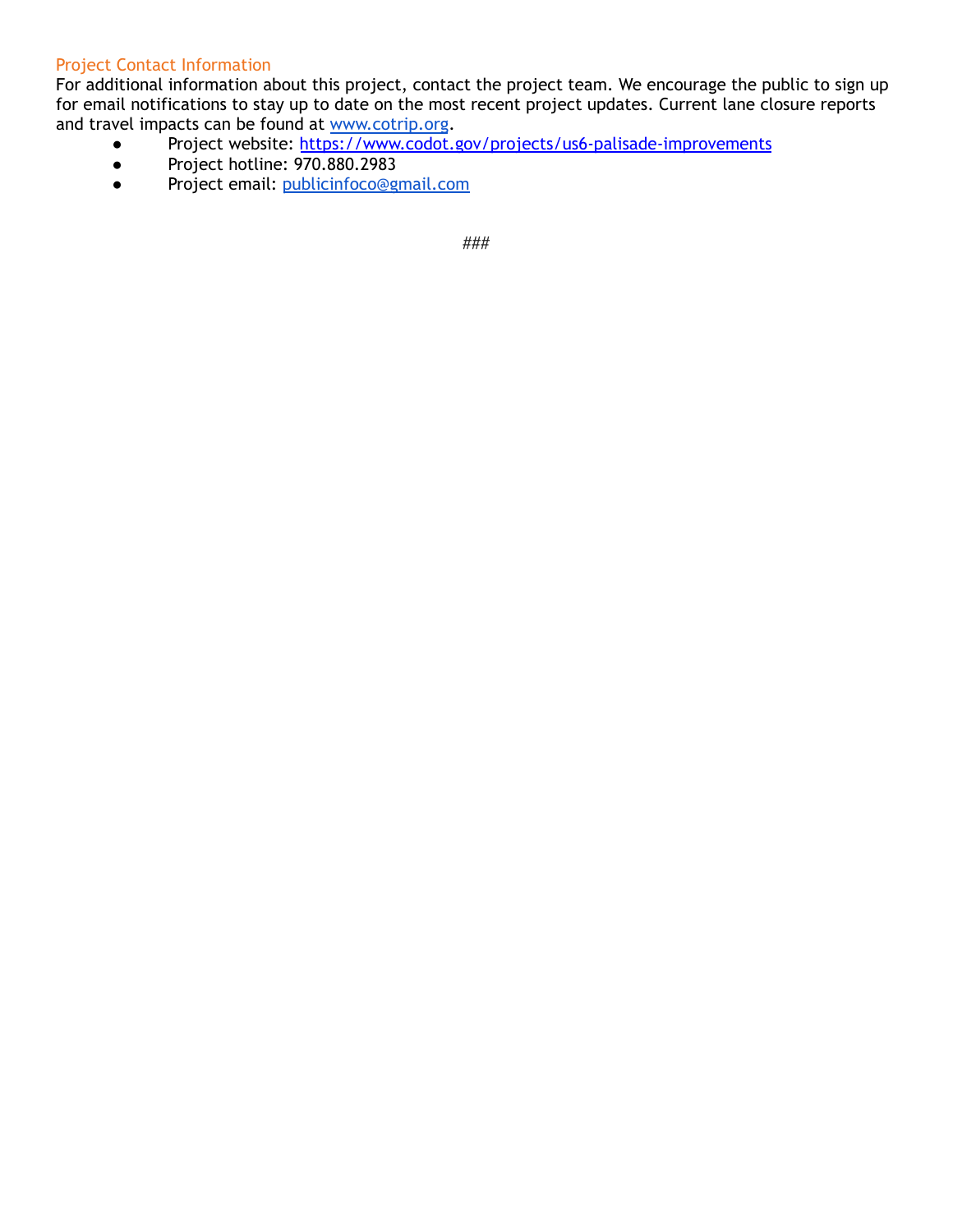## Project Contact Information

For additional information about this project, contact the project team. We encourage the public to sign up for email notifications to stay up to date on the most recent project updates. Current lane closure reports and travel impacts can be found at www.cotrip.org.

- Project website: https://www.codot.gov/projects/us6-palisade-improvements
- Project hotline: 970.880.2983
- Project email: publicinfoco@gmail.com

###